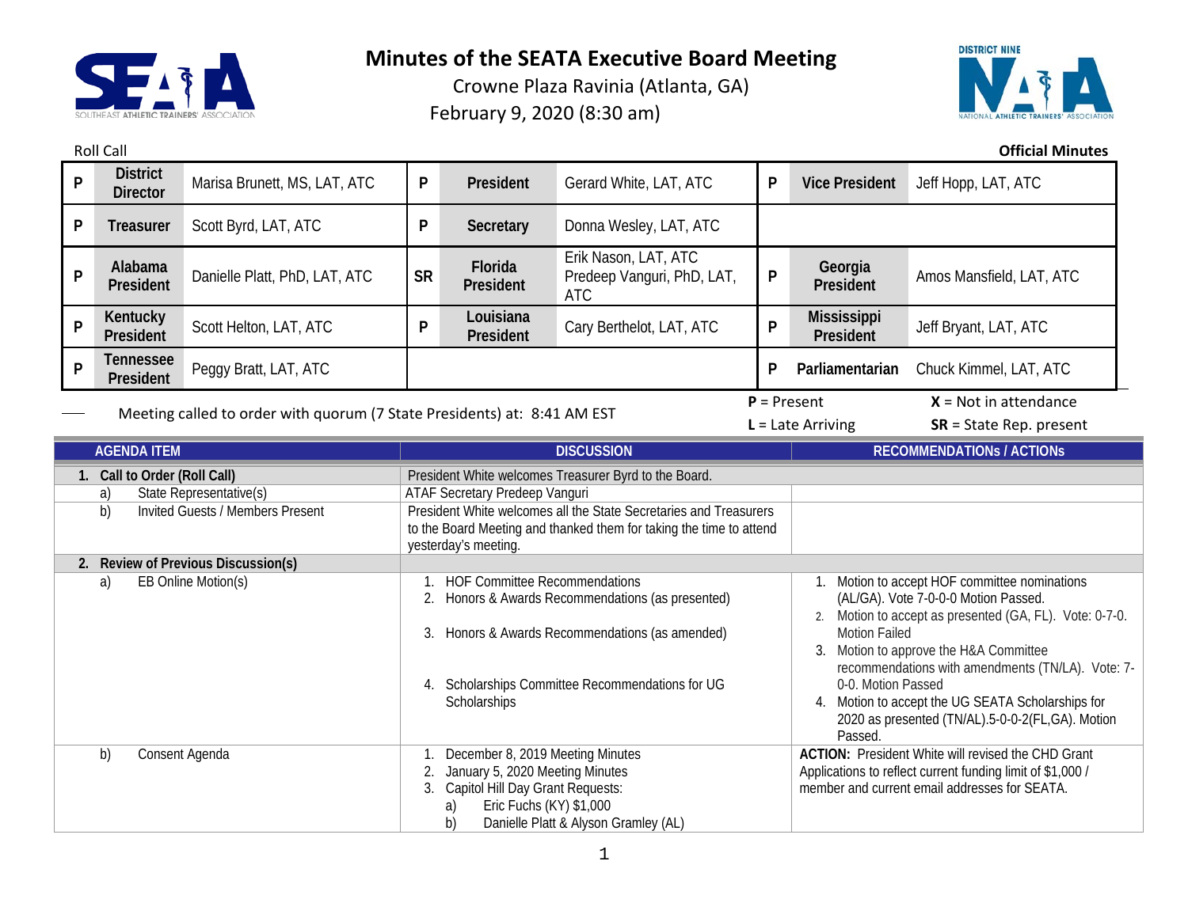# Minutes of the SEATA Executive Board Meeting

Crowne Plaza Ravinia (Atlanta, GA)

February 9, 2020 (8:30 am)

Roll Call

**Official Minutes**

| | | | | | | | | |
|---|---|---|---|---|---|---|---|---|
| P | **District Director** | Marisa Brunett, MS, LAT, ATC | P | **President** | Gerard White, LAT, ATC | P | **Vice President** | Jeff Hopp, LAT, ATC |
| P | **Treasurer** | Scott Byrd, LAT, ATC | P | **Secretary** | Donna Wesley, LAT, ATC | | | |
| P | **Alabama President** | Danielle Platt, PhD, LAT, ATC | SR | **Florida President** | Erik Nason, LAT, ATC Predeep Vanguri, PhD, LAT, ATC | P | **Georgia President** | Amos Mansfield, LAT, ATC |
| P | **Kentucky President** | Scott Helton, LAT, ATC | P | **Louisiana President** | Cary Berthelot, LAT, ATC | P | **Mississippi President** | Jeff Bryant, LAT, ATC |
| P | **Tennessee President** | Peggy Bratt, LAT, ATC | | | | P | **Parliamentarian** | Chuck Kimmel, LAT, ATC |

Meeting called to order with quorum (7 State Presidents) at: 8:41 AM EST

**P** = Present **X** = Not in attendance

**L** = Late Arriving **SR** = State Rep. present

| AGENDA ITEM | DISCUSSION | RECOMMENDATIONs / ACTIONs |
|---|---|---|
| **1. Call to Order (Roll Call)** | President White welcomes Treasurer Byrd to the Board. | |
| a) State Representative(s) | ATAF Secretary Predeep Vanguri | |
| b) Invited Guests / Members Present | President White welcomes all the State Secretaries and Treasurers to the Board Meeting and thanked them for taking the time to attend yesterday's meeting. | |
| **2. Review of Previous Discussion(s)** | | |
| a) EB Online Motion(s) | 1. HOF Committee Recommendations<br>2. Honors & Awards Recommendations (as presented)<br>3. Honors & Awards Recommendations (as amended)<br>4. Scholarships Committee Recommendations for UG Scholarships | 1. Motion to accept HOF committee nominations (AL/GA). Vote 7-0-0-0 Motion Passed.<br>2. Motion to accept as presented (GA, FL). Vote: 0-7-0. Motion Failed<br>3. Motion to approve the H&A Committee recommendations with amendments (TN/LA). Vote: 7-0-0. Motion Passed<br>4. Motion to accept the UG SEATA Scholarships for 2020 as presented (TN/AL).5-0-0-2(FL,GA). Motion Passed. |
| b) Consent Agenda | 1. December 8, 2019 Meeting Minutes<br>2. January 5, 2020 Meeting Minutes<br>3. Capitol Hill Day Grant Requests:<br>a) Eric Fuchs (KY) $1,000<br>b) Danielle Platt & Alyson Gramley (AL) | **ACTION:** President White will revised the CHD Grant Applications to reflect current funding limit of $1,000 / member and current email addresses for SEATA. |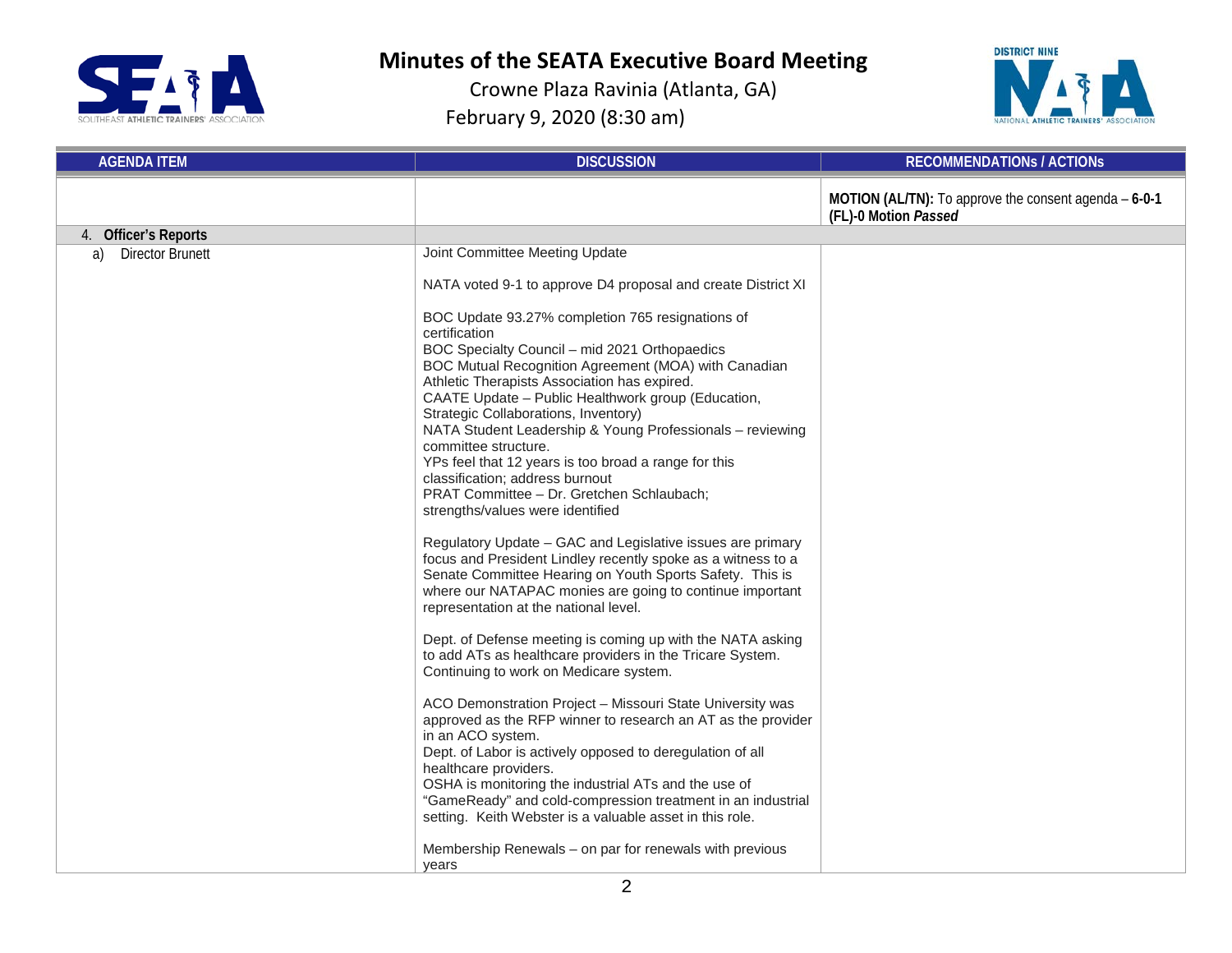# Minutes of the SEATA Executive Board Meeting

Crowne Plaza Ravinia (Atlanta, GA)
February 9, 2020 (8:30 am)

| AGENDA ITEM | DISCUSSION | RECOMMENDATIONs / ACTIONs |
|---|---|---|
| | | **MOTION (AL/TN):** To approve the consent agenda – **6-0-1 (FL)-0 Motion** ***Passed*** |
| 4. **Officer's Reports** | | |
| a) Director Brunett | Joint Committee Meeting Update<br><br>NATA voted 9-1 to approve D4 proposal and create District XI<br><br>BOC Update 93.27% completion 765 resignations of certification<br>BOC Specialty Council – mid 2021 Orthopaedics<br>BOC Mutual Recognition Agreement (MOA) with Canadian Athletic Therapists Association has expired.<br>CAATE Update – Public Healthwork group (Education, Strategic Collaborations, Inventory)<br>NATA Student Leadership & Young Professionals – reviewing committee structure.<br>YPs feel that 12 years is too broad a range for this classification; address burnout<br>PRAT Committee – Dr. Gretchen Schlaubach; strengths/values were identified<br><br>Regulatory Update – GAC and Legislative issues are primary focus and President Lindley recently spoke as a witness to a Senate Committee Hearing on Youth Sports Safety. This is where our NATAPAC monies are going to continue important representation at the national level.<br><br>Dept. of Defense meeting is coming up with the NATA asking to add ATs as healthcare providers in the Tricare System. Continuing to work on Medicare system.<br><br>ACO Demonstration Project – Missouri State University was approved as the RFP winner to research an AT as the provider in an ACO system.<br>Dept. of Labor is actively opposed to deregulation of all healthcare providers.<br>OSHA is monitoring the industrial ATs and the use of "GameReady" and cold-compression treatment in an industrial setting. Keith Webster is a valuable asset in this role.<br><br>Membership Renewals – on par for renewals with previous years | |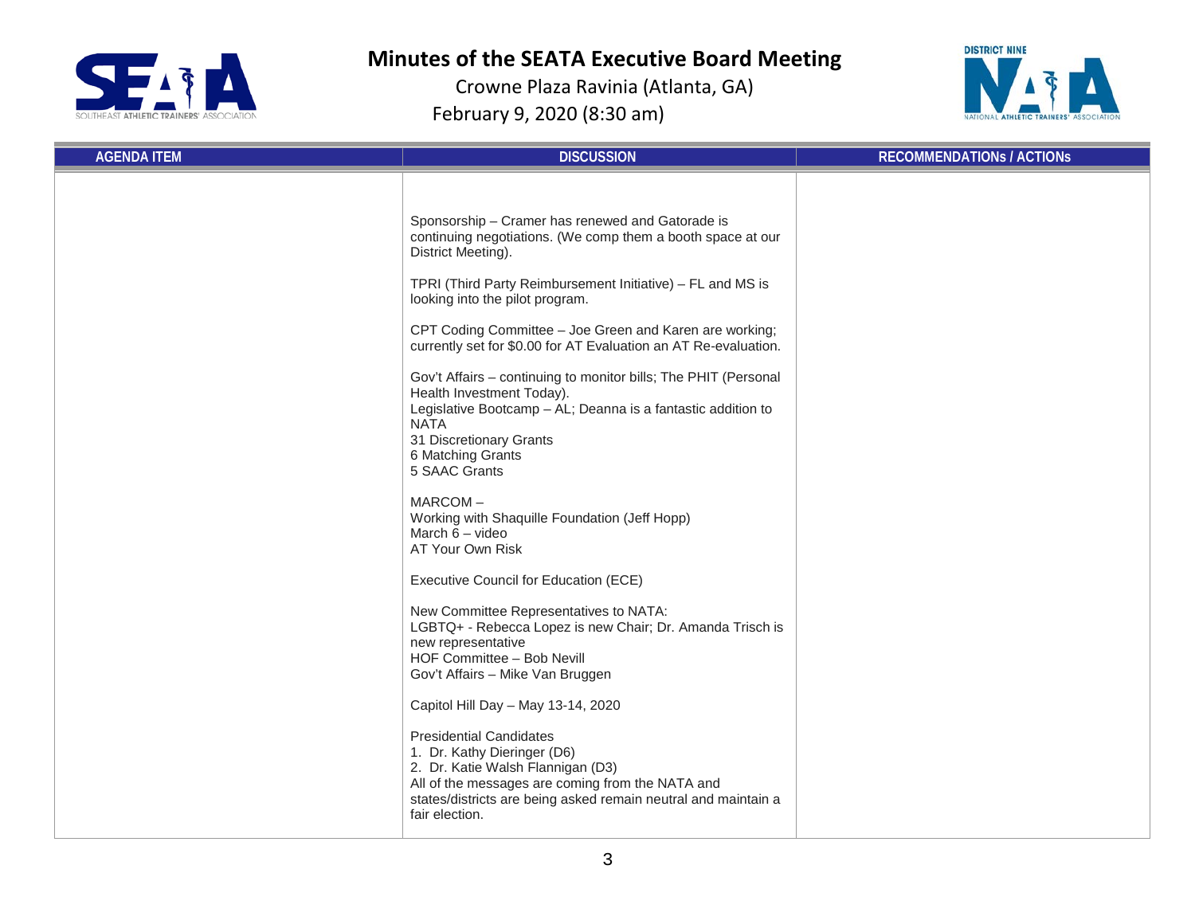# Minutes of the SEATA Executive Board Meeting

Crowne Plaza Ravinia (Atlanta, GA)

February 9, 2020 (8:30 am)

| AGENDA ITEM | DISCUSSION | RECOMMENDATIONs / ACTIONs |
|---|---|---|
| | Sponsorship – Cramer has renewed and Gatorade is continuing negotiations. (We comp them a booth space at our District Meeting).<br><br>TPRI (Third Party Reimbursement Initiative) – FL and MS is looking into the pilot program.<br><br>CPT Coding Committee – Joe Green and Karen are working; currently set for $0.00 for AT Evaluation an AT Re-evaluation.<br><br>Gov't Affairs – continuing to monitor bills; The PHIT (Personal Health Investment Today).<br>Legislative Bootcamp – AL; Deanna is a fantastic addition to NATA<br>31 Discretionary Grants<br>6 Matching Grants<br>5 SAAC Grants<br><br>MARCOM –<br>Working with Shaquille Foundation (Jeff Hopp)<br>March 6 – video<br>AT Your Own Risk<br><br>Executive Council for Education (ECE)<br><br>New Committee Representatives to NATA:<br>LGBTQ+ - Rebecca Lopez is new Chair; Dr. Amanda Trisch is new representative<br>HOF Committee – Bob Nevill<br>Gov't Affairs – Mike Van Bruggen<br><br>Capitol Hill Day – May 13-14, 2020<br><br>Presidential Candidates<br>1. Dr. Kathy Dieringer (D6)<br>2. Dr. Katie Walsh Flannigan (D3)<br>All of the messages are coming from the NATA and states/districts are being asked remain neutral and maintain a fair election. | |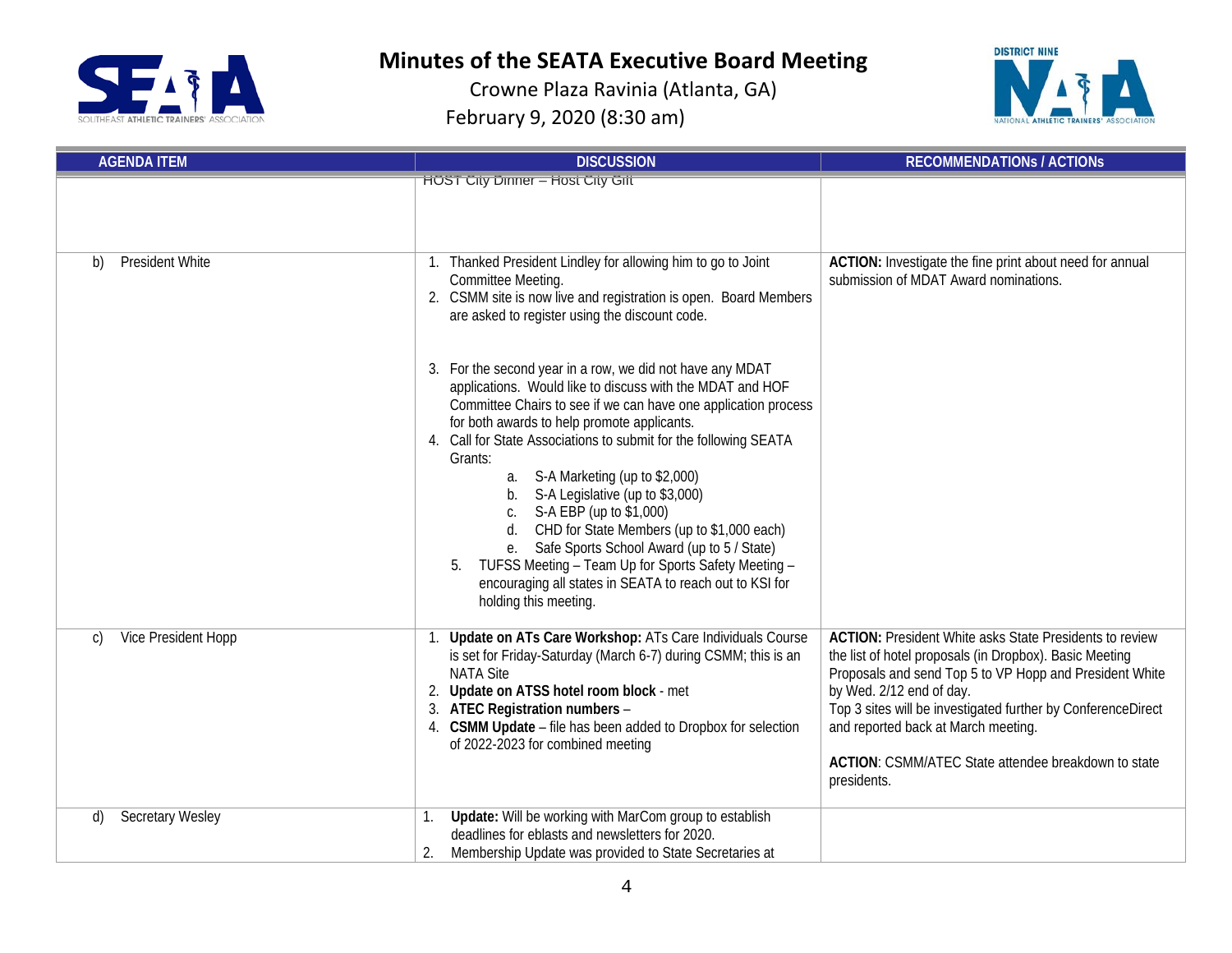# Minutes of the SEATA Executive Board Meeting

Crowne Plaza Ravinia (Atlanta, GA)
February 9, 2020 (8:30 am)

| AGENDA ITEM | DISCUSSION | RECOMMENDATIONs / ACTIONs |
|---|---|---|
| | HOST City Dinner – Host City Gift | |
| b) President White | 1. Thanked President Lindley for allowing him to go to Joint Committee Meeting.<br>2. CSMM site is now live and registration is open. Board Members are asked to register using the discount code.<br><br>3. For the second year in a row, we did not have any MDAT applications. Would like to discuss with the MDAT and HOF Committee Chairs to see if we can have one application process for both awards to help promote applicants.<br>4. Call for State Associations to submit for the following SEATA Grants:<br>a. S-A Marketing (up to $2,000)<br>b. S-A Legislative (up to $3,000)<br>c. S-A EBP (up to $1,000)<br>d. CHD for State Members (up to $1,000 each)<br>e. Safe Sports School Award (up to 5 / State)<br>5. TUFSS Meeting – Team Up for Sports Safety Meeting – encouraging all states in SEATA to reach out to KSI for holding this meeting. | **ACTION:** Investigate the fine print about need for annual submission of MDAT Award nominations. |
| c) Vice President Hopp | 1. **Update on ATs Care Workshop:** ATs Care Individuals Course is set for Friday-Saturday (March 6-7) during CSMM; this is an NATA Site<br>2. **Update on ATSS hotel room block** - met<br>3. **ATEC Registration numbers** –<br>4. **CSMM Update** – file has been added to Dropbox for selection of 2022-2023 for combined meeting | **ACTION:** President White asks State Presidents to review the list of hotel proposals (in Dropbox). Basic Meeting Proposals and send Top 5 to VP Hopp and President White by Wed. 2/12 end of day.<br>Top 3 sites will be investigated further by ConferenceDirect and reported back at March meeting.<br><br>**ACTION**: CSMM/ATEC State attendee breakdown to state presidents. |
| d) Secretary Wesley | 1. **Update:** Will be working with MarCom group to establish deadlines for eblasts and newsletters for 2020.<br>2. Membership Update was provided to State Secretaries at | |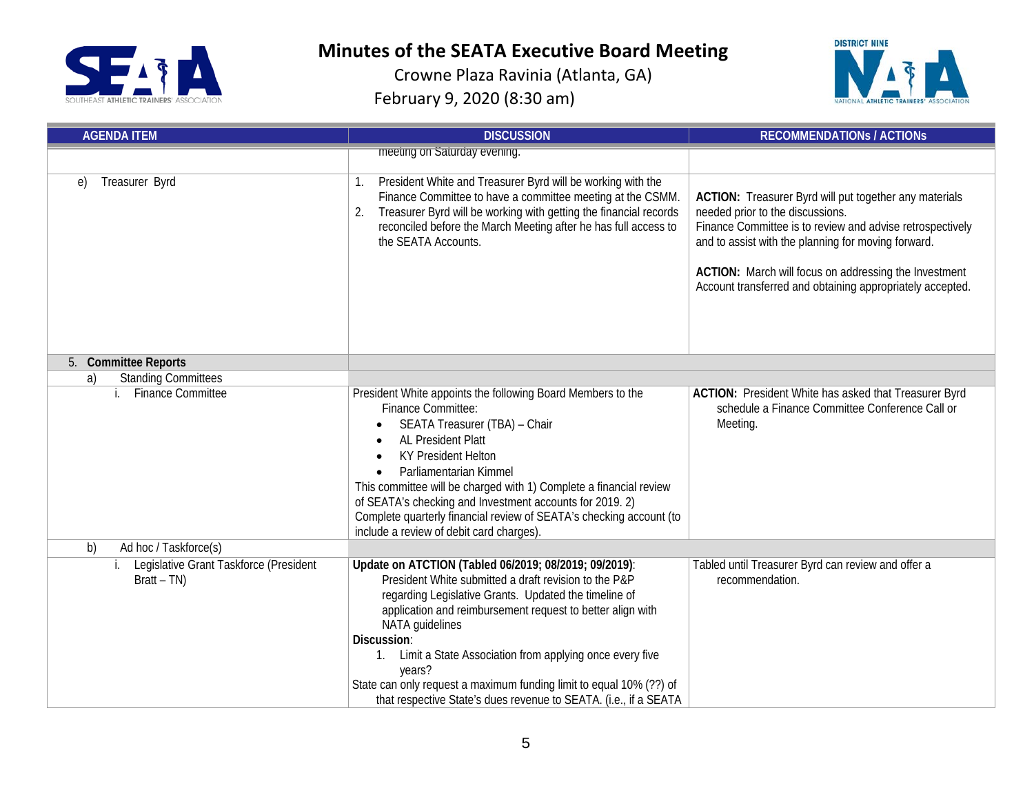# Minutes of the SEATA Executive Board Meeting

Crowne Plaza Ravinia (Atlanta, GA)
February 9, 2020 (8:30 am)

| AGENDA ITEM | DISCUSSION | RECOMMENDATIONs / ACTIONs |
|---|---|---|
| | meeting on Saturday evening. | |
| e) Treasurer Byrd | 1. President White and Treasurer Byrd will be working with the Finance Committee to have a committee meeting at the CSMM.<br>2. Treasurer Byrd will be working with getting the financial records reconciled before the March Meeting after he has full access to the SEATA Accounts. | **ACTION:** Treasurer Byrd will put together any materials needed prior to the discussions.<br>Finance Committee is to review and advise retrospectively and to assist with the planning for moving forward.<br><br>**ACTION:** March will focus on addressing the Investment Account transferred and obtaining appropriately accepted. |
| 5. **Committee Reports** | | |
| a) Standing Committees | | |
| i. Finance Committee | President White appoints the following Board Members to the Finance Committee:<br>• SEATA Treasurer (TBA) – Chair<br>• AL President Platt<br>• KY President Helton<br>• Parliamentarian Kimmel<br>This committee will be charged with 1) Complete a financial review of SEATA's checking and Investment accounts for 2019. 2) Complete quarterly financial review of SEATA's checking account (to include a review of debit card charges). | **ACTION:** President White has asked that Treasurer Byrd schedule a Finance Committee Conference Call or Meeting. |
| b) Ad hoc / Taskforce(s) | | |
| i. Legislative Grant Taskforce (President Bratt – TN) | **Update on ATCTION (Tabled 06/2019; 08/2019; 09/2019)**: President White submitted a draft revision to the P&P regarding Legislative Grants. Updated the timeline of application and reimbursement request to better align with NATA guidelines<br>**Discussion**:<br>1. Limit a State Association from applying once every five years?<br>State can only request a maximum funding limit to equal 10% (??) of that respective State's dues revenue to SEATA. (i.e., if a SEATA | Tabled until Treasurer Byrd can review and offer a recommendation. |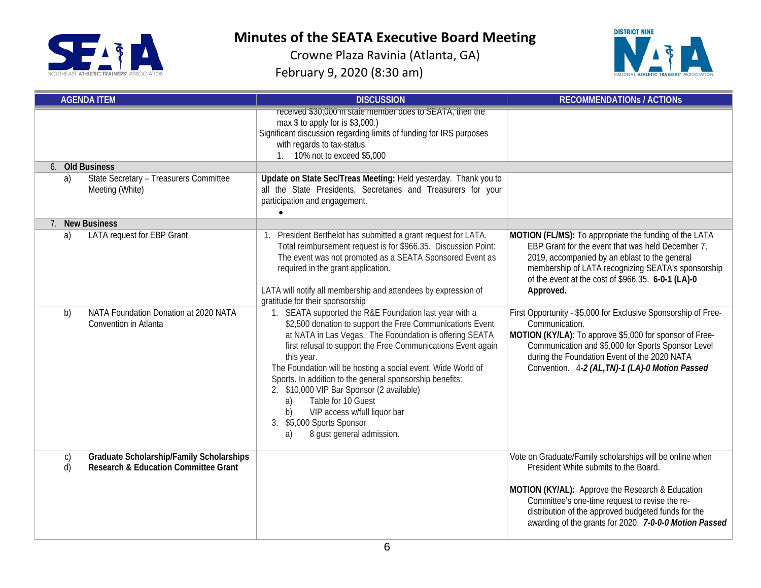# Minutes of the SEATA Executive Board Meeting

Crowne Plaza Ravinia (Atlanta, GA)

February 9, 2020 (8:30 am)

| AGENDA ITEM | DISCUSSION | RECOMMENDATIONs / ACTIONs |
|---|---|---|
| | received $30,000 in state member dues to SEATA, then the max $ to apply for is $3,000.)<br>Significant discussion regarding limits of funding for IRS purposes with regards to tax-status.<br>1. 10% not to exceed $5,000 | |
| 6. **Old Business** | | |
| a) State Secretary – Treasurers Committee Meeting (White) | **Update on State Sec/Treas Meeting:** Held yesterday. Thank you to all the State Presidents, Secretaries and Treasurers for your participation and engagement.<br>• | |
| 7. **New Business** | | |
| a) LATA request for EBP Grant | 1. President Berthelot has submitted a grant request for LATA. Total reimbursement request is for $966.35. Discussion Point: The event was not promoted as a SEATA Sponsored Event as required in the grant application.<br><br>LATA will notify all membership and attendees by expression of gratitude for their sponsorship | **MOTION (FL/MS):** To appropriate the funding of the LATA EBP Grant for the event that was held December 7, 2019, accompanied by an eblast to the general membership of LATA recognizing SEATA's sponsorship of the event at the cost of $966.35. **6-0-1 (LA)-0 Approved.** |
| b) NATA Foundation Donation at 2020 NATA Convention in Atlanta | 1. SEATA supported the R&E Foundation last year with a $2,500 donation to support the Free Communications Event at NATA in Las Vegas. The Fooundation is offering SEATA first refusal to support the Free Communications Event again this year.<br>The Foundation will be hosting a social event, Wide World of Sports. In addition to the general sponsorship benefits:<br>2. $10,000 VIP Bar Sponsor (2 available)<br>a) Table for 10 Guest<br>b) VIP access w/full liquor bar<br>3. $5,000 Sports Sponsor<br>a) 8 gust general admission. | First Opportunity - $5,000 for Exclusive Sponsorship of Free-Communication.<br>**MOTION (KY/LA)**: To approve $5,000 for sponsor of Free-Communication and $5,000 for Sports Sponsor Level during the Foundation Event of the 2020 NATA Convention. 4*-**2 (AL,TN)-1 (LA)-0 Motion Passed*** |
| c) **Graduate Scholarship/Family Scholarships**<br>d) **Research & Education Committee Grant** | | Vote on Graduate/Family scholarships will be online when President White submits to the Board.<br><br>**MOTION (KY/AL):** Approve the Research & Education Committee's one-time request to revise the re-distribution of the approved budgeted funds for the awarding of the grants for 2020. ***7-0-0-0 Motion Passed*** |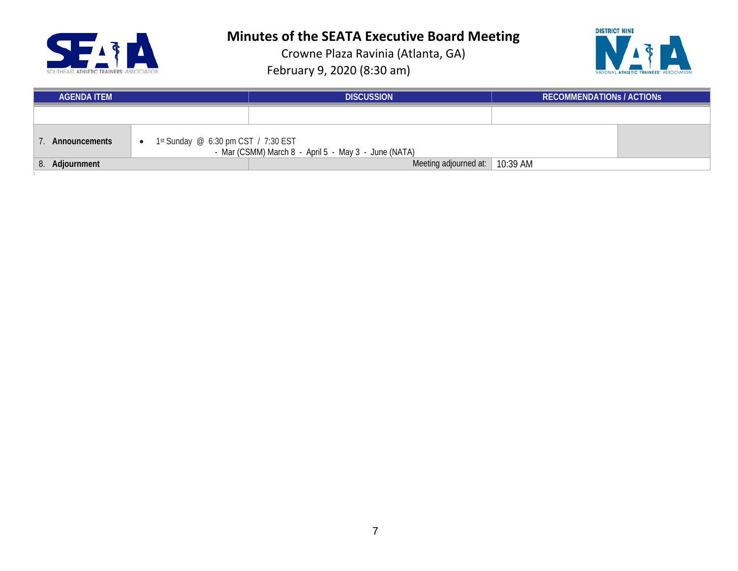# Minutes of the SEATA Executive Board Meeting

Crowne Plaza Ravinia (Atlanta, GA)

February 9, 2020 (8:30 am)

| AGENDA ITEM | DISCUSSION | RECOMMENDATIONs / ACTIONs |
|---|---|---|
| | | |
| 7. **Announcements** | • 1st Sunday @ 6:30 pm CST / 7:30 EST<br>- Mar (CSMM) March 8 - April 5 - May 3 - June (NATA) | |
| 8. **Adjournment** | Meeting adjourned at: | 10:39 AM |